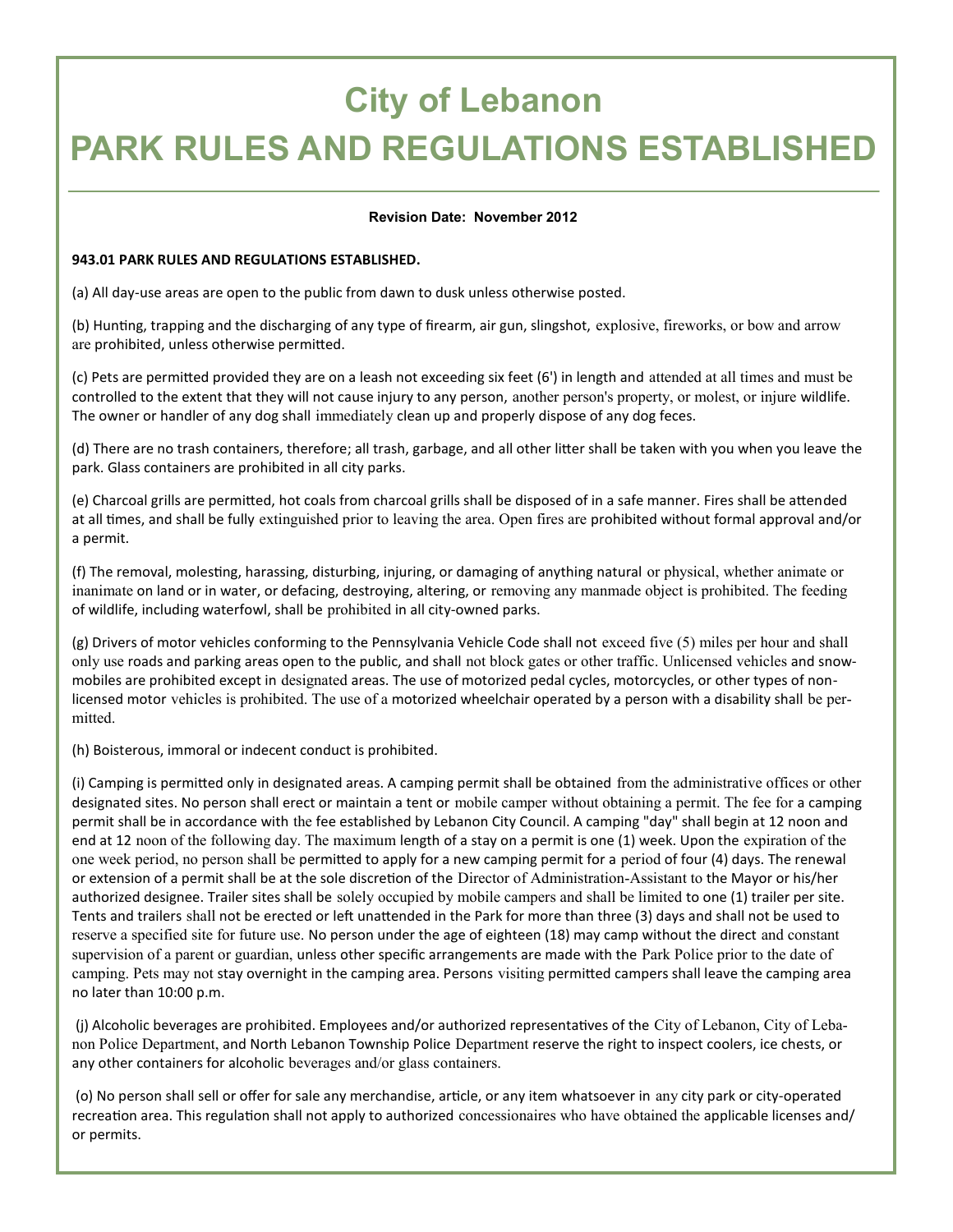# City of Lebanon

# PARK RULES AND REGULATIONS ESTABLISHED

**Revision Date: November 2012**

**943.01 PARK RULES AND REGULATIONS ESTABLISHED.**

(a) All day-use areas are open to the public from dawn to dusk unless otherwise posted.

(b) Hunting, trapping and the discharging of any type of firearm, air gun, slingshot, explosive, fireworks, or bow and arrow are prohibited, unless otherwise permitted.

(c) Pets are permitted provided they are on a leash not exceeding six feet (6') in length and attended at all times and must be controlled to the extent that they will not cause injury to any person, another person's property, or molest, or injure wildlife. The owner or handler of any dog shall immediately clean up and properly dispose of any dog feces.

(d) There are no trash containers, therefore; all trash, garbage, and all other litter shall be taken with you when you leave the park. Glass containers are prohibited in all city parks.

(e) Charcoal grills are permitted, hot coals from charcoal grills shall be disposed of in a safe manner. Fires shall be attended at all times, and shall be fully extinguished prior to leaving the area. Open fires are prohibited without formal approval and/or a permit.

(f) The removal, molesting, harassing, disturbing, injuring, or damaging of anything natural or physical, whether animate or inanimate on land or in water, or defacing, destroying, altering, or removing any manmade object is prohibited. The feeding of wildlife, including waterfowl, shall be prohibited in all city-owned parks.

(g) Drivers of motor vehicles conforming to the Pennsylvania Vehicle Code shall not exceed five (5) miles per hour and shall only use roads and parking areas open to the public, and shall not block gates or other traffic. Unlicensed vehicles and snowmobiles are prohibited except in designated areas. The use of motorized pedal cycles, motorcycles, or other types of non-licensed motor vehicles is prohibited. The use of a motorized wheelchair operated by a person with a disability shall be permitted.

(h) Boisterous, immoral or indecent conduct is prohibited.

(i) Camping is permitted only in designated areas. A camping permit shall be obtained from the administrative offices or other designated sites. No person shall erect or maintain a tent or mobile camper without obtaining a permit. The fee for a camping permit shall be in accordance with the fee established by Lebanon City Council. A camping "day" shall begin at 12 noon and end at 12 noon of the following day. The maximum length of a stay on a permit is one (1) week. Upon the expiration of the one week period, no person shall be permitted to apply for a new camping permit for a period of four (4) days. The renewal or extension of a permit shall be at the sole discretion of the Director of Administration-Assistant to the Mayor or his/her authorized designee. Trailer sites shall be solely occupied by mobile campers and shall be limited to one (1) trailer per site. Tents and trailers shall not be erected or left unattended in the Park for more than three (3) days and shall not be used to reserve a specified site for future use. No person under the age of eighteen (18) may camp without the direct and constant supervision of a parent or guardian, unless other specific arrangements are made with the Park Police prior to the date of camping. Pets may not stay overnight in the camping area. Persons visiting permitted campers shall leave the camping area no later than 10:00 p.m.

(j) Alcoholic beverages are prohibited. Employees and/or authorized representatives of the City of Lebanon, City of Lebanon Police Department, and North Lebanon Township Police Department reserve the right to inspect coolers, ice chests, or any other containers for alcoholic beverages and/or glass containers.

(o) No person shall sell or offer for sale any merchandise, article, or any item whatsoever in any city park or city-operated recreation area. This regulation shall not apply to authorized concessionaires who have obtained the applicable licenses and/or permits.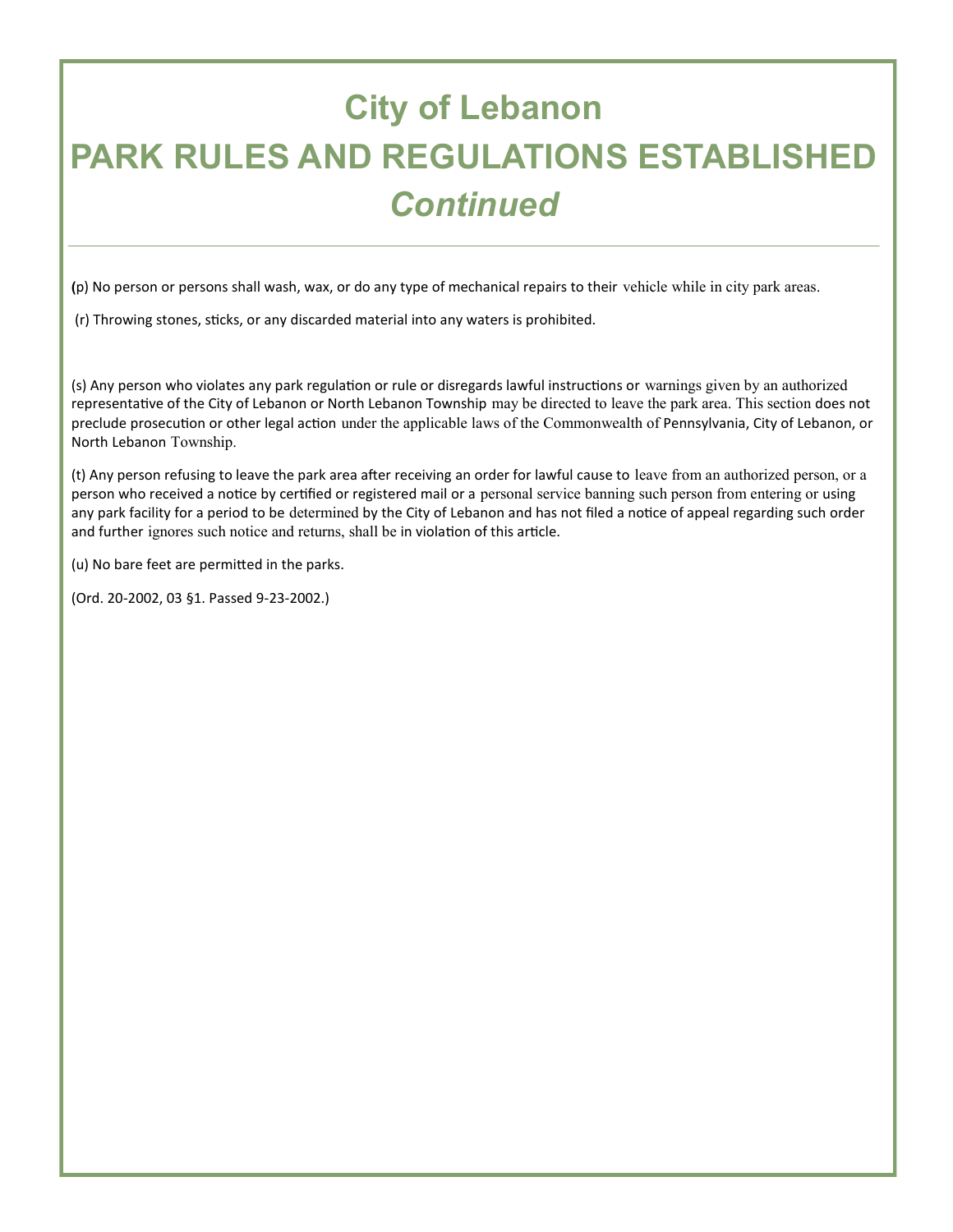# City of Lebanon

# PARK RULES AND REGULATIONS ESTABLISHED

# *Continued*

---

(p) No person or persons shall wash, wax, or do any type of mechanical repairs to their vehicle while in city park areas.

(r) Throwing stones, sticks, or any discarded material into any waters is prohibited.

(s) Any person who violates any park regulation or rule or disregards lawful instructions or warnings given by an authorized representative of the City of Lebanon or North Lebanon Township may be directed to leave the park area. This section does not preclude prosecution or other legal action under the applicable laws of the Commonwealth of Pennsylvania, City of Lebanon, or North Lebanon Township.

(t) Any person refusing to leave the park area after receiving an order for lawful cause to leave from an authorized person, or a person who received a notice by certified or registered mail or a personal service banning such person from entering or using any park facility for a period to be determined by the City of Lebanon and has not filed a notice of appeal regarding such order and further ignores such notice and returns, shall be in violation of this article.

(u) No bare feet are permitted in the parks.

(Ord. 20-2002, 03 §1. Passed 9-23-2002.)